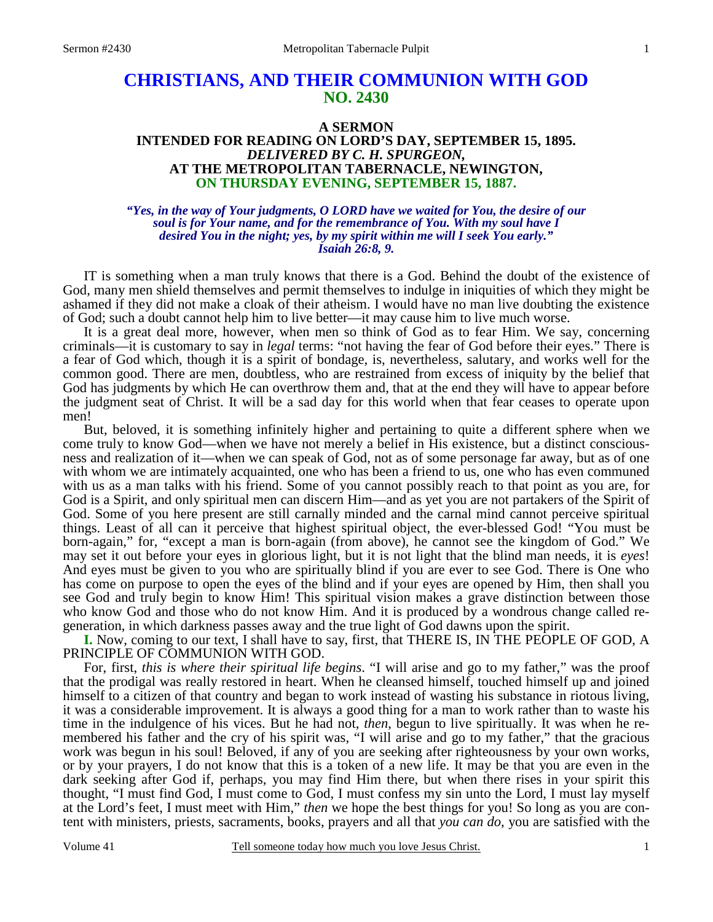# CHRISTIANS, AND THEIR COMMUNION WITH GOD
## NO. 2430

### A SERMON
### INTENDED FOR READING ON LORD'S DAY, SEPTEMBER 15, 1895.
### *DELIVERED BY C. H. SPURGEON,*
### AT THE METROPOLITAN TABERNACLE, NEWINGTON,
### ON THURSDAY EVENING, SEPTEMBER 15, 1887.

*"Yes, in the way of Your judgments, O LORD have we waited for You, the desire of our soul is for Your name, and for the remembrance of You. With my soul have I desired You in the night; yes, by my spirit within me will I seek You early." Isaiah 26:8, 9.*

IT is something when a man truly knows that there is a God. Behind the doubt of the existence of God, many men shield themselves and permit themselves to indulge in iniquities of which they might be ashamed if they did not make a cloak of their atheism. I would have no man live doubting the existence of God; such a doubt cannot help him to live better—it may cause him to live much worse.

It is a great deal more, however, when men so think of God as to fear Him. We say, concerning criminals—it is customary to say in *legal* terms: "not having the fear of God before their eyes." There is a fear of God which, though it is a spirit of bondage, is, nevertheless, salutary, and works well for the common good. There are men, doubtless, who are restrained from excess of iniquity by the belief that God has judgments by which He can overthrow them and, that at the end they will have to appear before the judgment seat of Christ. It will be a sad day for this world when that fear ceases to operate upon men!

But, beloved, it is something infinitely higher and pertaining to quite a different sphere when we come truly to know God—when we have not merely a belief in His existence, but a distinct consciousness and realization of it—when we can speak of God, not as of some personage far away, but as of one with whom we are intimately acquainted, one who has been a friend to us, one who has even communed with us as a man talks with his friend. Some of you cannot possibly reach to that point as you are, for God is a Spirit, and only spiritual men can discern Him—and as yet you are not partakers of the Spirit of God. Some of you here present are still carnally minded and the carnal mind cannot perceive spiritual things. Least of all can it perceive that highest spiritual object, the ever-blessed God! "You must be born-again," for, "except a man is born-again (from above), he cannot see the kingdom of God." We may set it out before your eyes in glorious light, but it is not light that the blind man needs, it is *eyes*! And eyes must be given to you who are spiritually blind if you are ever to see God. There is One who has come on purpose to open the eyes of the blind and if your eyes are opened by Him, then shall you see God and truly begin to know Him! This spiritual vision makes a grave distinction between those who know God and those who do not know Him. And it is produced by a wondrous change called regeneration, in which darkness passes away and the true light of God dawns upon the spirit.

**I.** Now, coming to our text, I shall have to say, first, that THERE IS, IN THE PEOPLE OF GOD, A PRINCIPLE OF COMMUNION WITH GOD.

For, first, *this is where their spiritual life begins*. "I will arise and go to my father," was the proof that the prodigal was really restored in heart. When he cleansed himself, touched himself up and joined himself to a citizen of that country and began to work instead of wasting his substance in riotous living, it was a considerable improvement. It is always a good thing for a man to work rather than to waste his time in the indulgence of his vices. But he had not, *then*, begun to live spiritually. It was when he remembered his father and the cry of his spirit was, "I will arise and go to my father," that the gracious work was begun in his soul! Beloved, if any of you are seeking after righteousness by your own works, or by your prayers, I do not know that this is a token of a new life. It may be that you are even in the dark seeking after God if, perhaps, you may find Him there, but when there rises in your spirit this thought, "I must find God, I must come to God, I must confess my sin unto the Lord, I must lay myself at the Lord's feet, I must meet with Him," *then* we hope the best things for you! So long as you are content with ministers, priests, sacraments, books, prayers and all that *you can do*, you are satisfied with the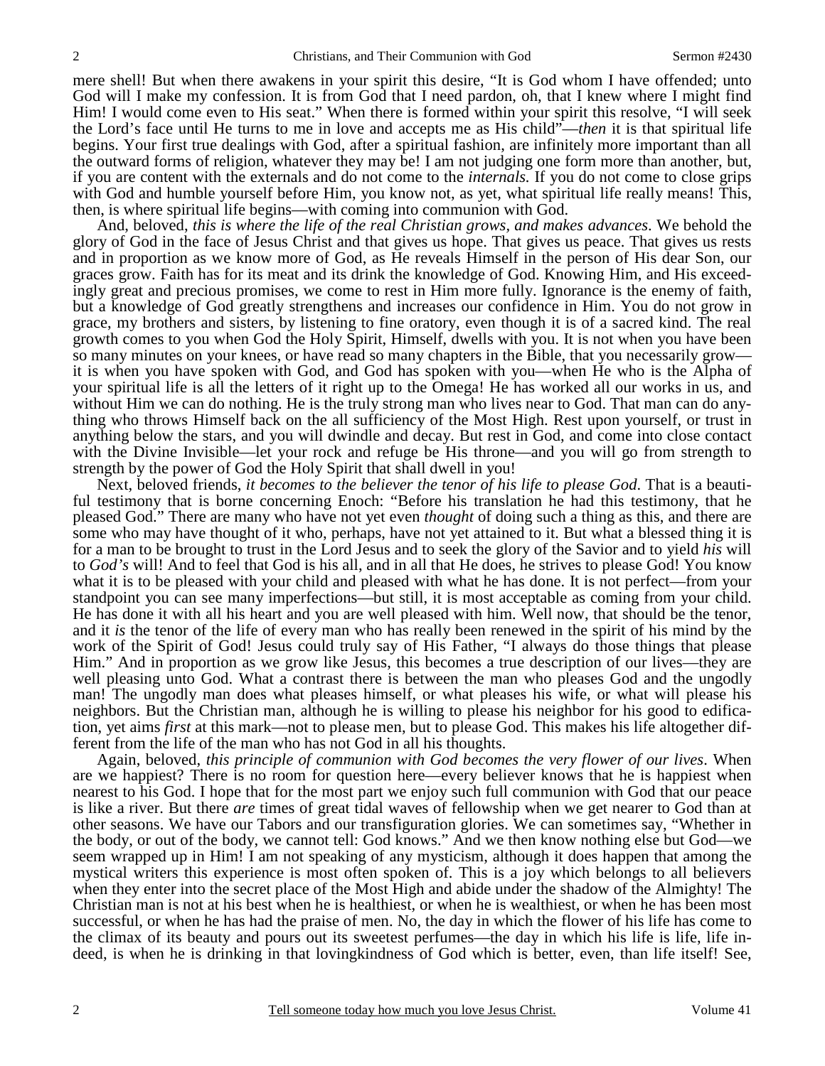mere shell! But when there awakens in your spirit this desire, "It is God whom I have offended; unto God will I make my confession. It is from God that I need pardon, oh, that I knew where I might find Him! I would come even to His seat." When there is formed within your spirit this resolve, "I will seek the Lord's face until He turns to me in love and accepts me as His child"—*then* it is that spiritual life begins. Your first true dealings with God, after a spiritual fashion, are infinitely more important than all the outward forms of religion, whatever they may be! I am not judging one form more than another, but, if you are content with the externals and do not come to the *internals.* If you do not come to close grips with God and humble yourself before Him, you know not, as yet, what spiritual life really means! This, then, is where spiritual life begins—with coming into communion with God.

And, beloved, *this is where the life of the real Christian grows, and makes advances*. We behold the glory of God in the face of Jesus Christ and that gives us hope. That gives us peace. That gives us rests and in proportion as we know more of God, as He reveals Himself in the person of His dear Son, our graces grow. Faith has for its meat and its drink the knowledge of God. Knowing Him, and His exceedingly great and precious promises, we come to rest in Him more fully. Ignorance is the enemy of faith, but a knowledge of God greatly strengthens and increases our confidence in Him. You do not grow in grace, my brothers and sisters, by listening to fine oratory, even though it is of a sacred kind. The real growth comes to you when God the Holy Spirit, Himself, dwells with you. It is not when you have been so many minutes on your knees, or have read so many chapters in the Bible, that you necessarily grow—it is when you have spoken with God, and God has spoken with you—when He who is the Alpha of your spiritual life is all the letters of it right up to the Omega! He has worked all our works in us, and without Him we can do nothing. He is the truly strong man who lives near to God. That man can do anything who throws Himself back on the all sufficiency of the Most High. Rest upon yourself, or trust in anything below the stars, and you will dwindle and decay. But rest in God, and come into close contact with the Divine Invisible—let your rock and refuge be His throne—and you will go from strength to strength by the power of God the Holy Spirit that shall dwell in you!

Next, beloved friends, *it becomes to the believer the tenor of his life to please God*. That is a beautiful testimony that is borne concerning Enoch: "Before his translation he had this testimony, that he pleased God." There are many who have not yet even *thought* of doing such a thing as this, and there are some who may have thought of it who, perhaps, have not yet attained to it. But what a blessed thing it is for a man to be brought to trust in the Lord Jesus and to seek the glory of the Savior and to yield *his* will to *God's* will! And to feel that God is his all, and in all that He does, he strives to please God! You know what it is to be pleased with your child and pleased with what he has done. It is not perfect—from your standpoint you can see many imperfections—but still, it is most acceptable as coming from your child. He has done it with all his heart and you are well pleased with him. Well now, that should be the tenor, and it *is* the tenor of the life of every man who has really been renewed in the spirit of his mind by the work of the Spirit of God! Jesus could truly say of His Father, "I always do those things that please Him." And in proportion as we grow like Jesus, this becomes a true description of our lives—they are well pleasing unto God. What a contrast there is between the man who pleases God and the ungodly man! The ungodly man does what pleases himself, or what pleases his wife, or what will please his neighbors. But the Christian man, although he is willing to please his neighbor for his good to edification, yet aims *first* at this mark—not to please men, but to please God. This makes his life altogether different from the life of the man who has not God in all his thoughts.

Again, beloved, *this principle of communion with God becomes the very flower of our lives*. When are we happiest? There is no room for question here—every believer knows that he is happiest when nearest to his God. I hope that for the most part we enjoy such full communion with God that our peace is like a river. But there *are* times of great tidal waves of fellowship when we get nearer to God than at other seasons. We have our Tabors and our transfiguration glories. We can sometimes say, "Whether in the body, or out of the body, we cannot tell: God knows." And we then know nothing else but God—we seem wrapped up in Him! I am not speaking of any mysticism, although it does happen that among the mystical writers this experience is most often spoken of. This is a joy which belongs to all believers when they enter into the secret place of the Most High and abide under the shadow of the Almighty! The Christian man is not at his best when he is healthiest, or when he is wealthiest, or when he has been most successful, or when he has had the praise of men. No, the day in which the flower of his life has come to the climax of its beauty and pours out its sweetest perfumes—the day in which his life is life, life indeed, is when he is drinking in that lovingkindness of God which is better, even, than life itself! See,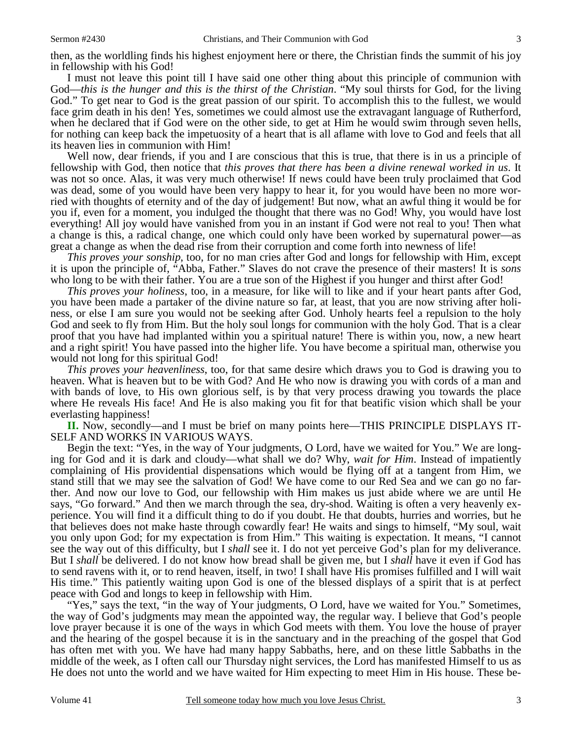then, as the worldling finds his highest enjoyment here or there, the Christian finds the summit of his joy in fellowship with his God!

I must not leave this point till I have said one other thing about this principle of communion with God—*this is the hunger and this is the thirst of the Christian*. "My soul thirsts for God, for the living God." To get near to God is the great passion of our spirit. To accomplish this to the fullest, we would face grim death in his den! Yes, sometimes we could almost use the extravagant language of Rutherford, when he declared that if God were on the other side, to get at Him he would swim through seven hells, for nothing can keep back the impetuosity of a heart that is all aflame with love to God and feels that all its heaven lies in communion with Him!

Well now, dear friends, if you and I are conscious that this is true, that there is in us a principle of fellowship with God, then notice that *this proves that there has been a divine renewal worked in us*. It was not so once. Alas, it was very much otherwise! If news could have been truly proclaimed that God was dead, some of you would have been very happy to hear it, for you would have been no more worried with thoughts of eternity and of the day of judgement! But now, what an awful thing it would be for you if, even for a moment, you indulged the thought that there was no God! Why, you would have lost everything! All joy would have vanished from you in an instant if God were not real to you! Then what a change is this, a radical change, one which could only have been worked by supernatural power—as great a change as when the dead rise from their corruption and come forth into newness of life!

*This proves your sonship*, too, for no man cries after God and longs for fellowship with Him, except it is upon the principle of, "Abba, Father." Slaves do not crave the presence of their masters! It is *sons* who long to be with their father. You are a true son of the Highest if you hunger and thirst after God!

*This proves your holiness*, too, in a measure, for like will to like and if your heart pants after God, you have been made a partaker of the divine nature so far, at least, that you are now striving after holiness, or else I am sure you would not be seeking after God. Unholy hearts feel a repulsion to the holy God and seek to fly from Him. But the holy soul longs for communion with the holy God. That is a clear proof that you have had implanted within you a spiritual nature! There is within you, now, a new heart and a right spirit! You have passed into the higher life. You have become a spiritual man, otherwise you would not long for this spiritual God!

*This proves your heavenliness*, too, for that same desire which draws you to God is drawing you to heaven. What is heaven but to be with God? And He who now is drawing you with cords of a man and with bands of love, to His own glorious self, is by that very process drawing you towards the place where He reveals His face! And He is also making you fit for that beatific vision which shall be your everlasting happiness!

**II.** Now, secondly—and I must be brief on many points here—THIS PRINCIPLE DISPLAYS ITSELF AND WORKS IN VARIOUS WAYS.

Begin the text: "Yes, in the way of Your judgments, O Lord, have we waited for You." We are longing for God and it is dark and cloudy—what shall we do? Why, *wait for Him*. Instead of impatiently complaining of His providential dispensations which would be flying off at a tangent from Him, we stand still that we may see the salvation of God! We have come to our Red Sea and we can go no farther. And now our love to God, our fellowship with Him makes us just abide where we are until He says, "Go forward." And then we march through the sea, dry-shod. Waiting is often a very heavenly experience. You will find it a difficult thing to do if you doubt. He that doubts, hurries and worries, but he that believes does not make haste through cowardly fear! He waits and sings to himself, "My soul, wait you only upon God; for my expectation is from Him." This waiting is expectation. It means, "I cannot see the way out of this difficulty, but I *shall* see it. I do not yet perceive God's plan for my deliverance. But I *shall* be delivered. I do not know how bread shall be given me, but I *shall* have it even if God has to send ravens with it, or to rend heaven, itself, in two! I shall have His promises fulfilled and I will wait His time." This patiently waiting upon God is one of the blessed displays of a spirit that is at perfect peace with God and longs to keep in fellowship with Him.

"Yes," says the text, "in the way of Your judgments, O Lord, have we waited for You." Sometimes, the way of God's judgments may mean the appointed way, the regular way. I believe that God's people love prayer because it is one of the ways in which God meets with them. You love the house of prayer and the hearing of the gospel because it is in the sanctuary and in the preaching of the gospel that God has often met with you. We have had many happy Sabbaths, here, and on these little Sabbaths in the middle of the week, as I often call our Thursday night services, the Lord has manifested Himself to us as He does not unto the world and we have waited for Him expecting to meet Him in His house. These be-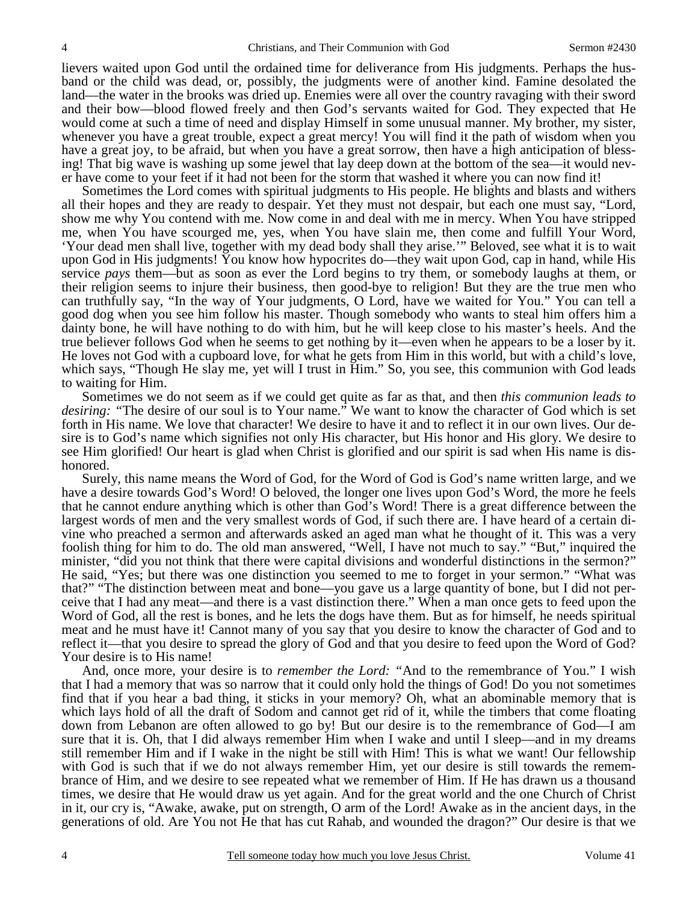lievers waited upon God until the ordained time for deliverance from His judgments. Perhaps the husband or the child was dead, or, possibly, the judgments were of another kind. Famine desolated the land—the water in the brooks was dried up. Enemies were all over the country ravaging with their sword and their bow—blood flowed freely and then God's servants waited for God. They expected that He would come at such a time of need and display Himself in some unusual manner. My brother, my sister, whenever you have a great trouble, expect a great mercy! You will find it the path of wisdom when you have a great joy, to be afraid, but when you have a great sorrow, then have a high anticipation of blessing! That big wave is washing up some jewel that lay deep down at the bottom of the sea—it would never have come to your feet if it had not been for the storm that washed it where you can now find it!

Sometimes the Lord comes with spiritual judgments to His people. He blights and blasts and withers all their hopes and they are ready to despair. Yet they must not despair, but each one must say, "Lord, show me why You contend with me. Now come in and deal with me in mercy. When You have stripped me, when You have scourged me, yes, when You have slain me, then come and fulfill Your Word, 'Your dead men shall live, together with my dead body shall they arise.'" Beloved, see what it is to wait upon God in His judgments! You know how hypocrites do—they wait upon God, cap in hand, while His service *pays* them—but as soon as ever the Lord begins to try them, or somebody laughs at them, or their religion seems to injure their business, then good-bye to religion! But they are the true men who can truthfully say, "In the way of Your judgments, O Lord, have we waited for You." You can tell a good dog when you see him follow his master. Though somebody who wants to steal him offers him a dainty bone, he will have nothing to do with him, but he will keep close to his master's heels. And the true believer follows God when he seems to get nothing by it—even when he appears to be a loser by it. He loves not God with a cupboard love, for what he gets from Him in this world, but with a child's love, which says, "Though He slay me, yet will I trust in Him." So, you see, this communion with God leads to waiting for Him.

Sometimes we do not seem as if we could get quite as far as that, and then *this communion leads to desiring:* "The desire of our soul is to Your name." We want to know the character of God which is set forth in His name. We love that character! We desire to have it and to reflect it in our own lives. Our desire is to God's name which signifies not only His character, but His honor and His glory. We desire to see Him glorified! Our heart is glad when Christ is glorified and our spirit is sad when His name is dishonored.

Surely, this name means the Word of God, for the Word of God is God's name written large, and we have a desire towards God's Word! O beloved, the longer one lives upon God's Word, the more he feels that he cannot endure anything which is other than God's Word! There is a great difference between the largest words of men and the very smallest words of God, if such there are. I have heard of a certain divine who preached a sermon and afterwards asked an aged man what he thought of it. This was a very foolish thing for him to do. The old man answered, "Well, I have not much to say." "But," inquired the minister, "did you not think that there were capital divisions and wonderful distinctions in the sermon?" He said, "Yes; but there was one distinction you seemed to me to forget in your sermon." "What was that?" "The distinction between meat and bone—you gave us a large quantity of bone, but I did not perceive that I had any meat—and there is a vast distinction there." When a man once gets to feed upon the Word of God, all the rest is bones, and he lets the dogs have them. But as for himself, he needs spiritual meat and he must have it! Cannot many of you say that you desire to know the character of God and to reflect it—that you desire to spread the glory of God and that you desire to feed upon the Word of God? Your desire is to His name!

And, once more, your desire is to *remember the Lord:* "And to the remembrance of You." I wish that I had a memory that was so narrow that it could only hold the things of God! Do you not sometimes find that if you hear a bad thing, it sticks in your memory? Oh, what an abominable memory that is which lays hold of all the draft of Sodom and cannot get rid of it, while the timbers that come floating down from Lebanon are often allowed to go by! But our desire is to the remembrance of God—I am sure that it is. Oh, that I did always remember Him when I wake and until I sleep—and in my dreams still remember Him and if I wake in the night be still with Him! This is what we want! Our fellowship with God is such that if we do not always remember Him, yet our desire is still towards the remembrance of Him, and we desire to see repeated what we remember of Him. If He has drawn us a thousand times, we desire that He would draw us yet again. And for the great world and the one Church of Christ in it, our cry is, "Awake, awake, put on strength, O arm of the Lord! Awake as in the ancient days, in the generations of old. Are You not He that has cut Rahab, and wounded the dragon?" Our desire is that we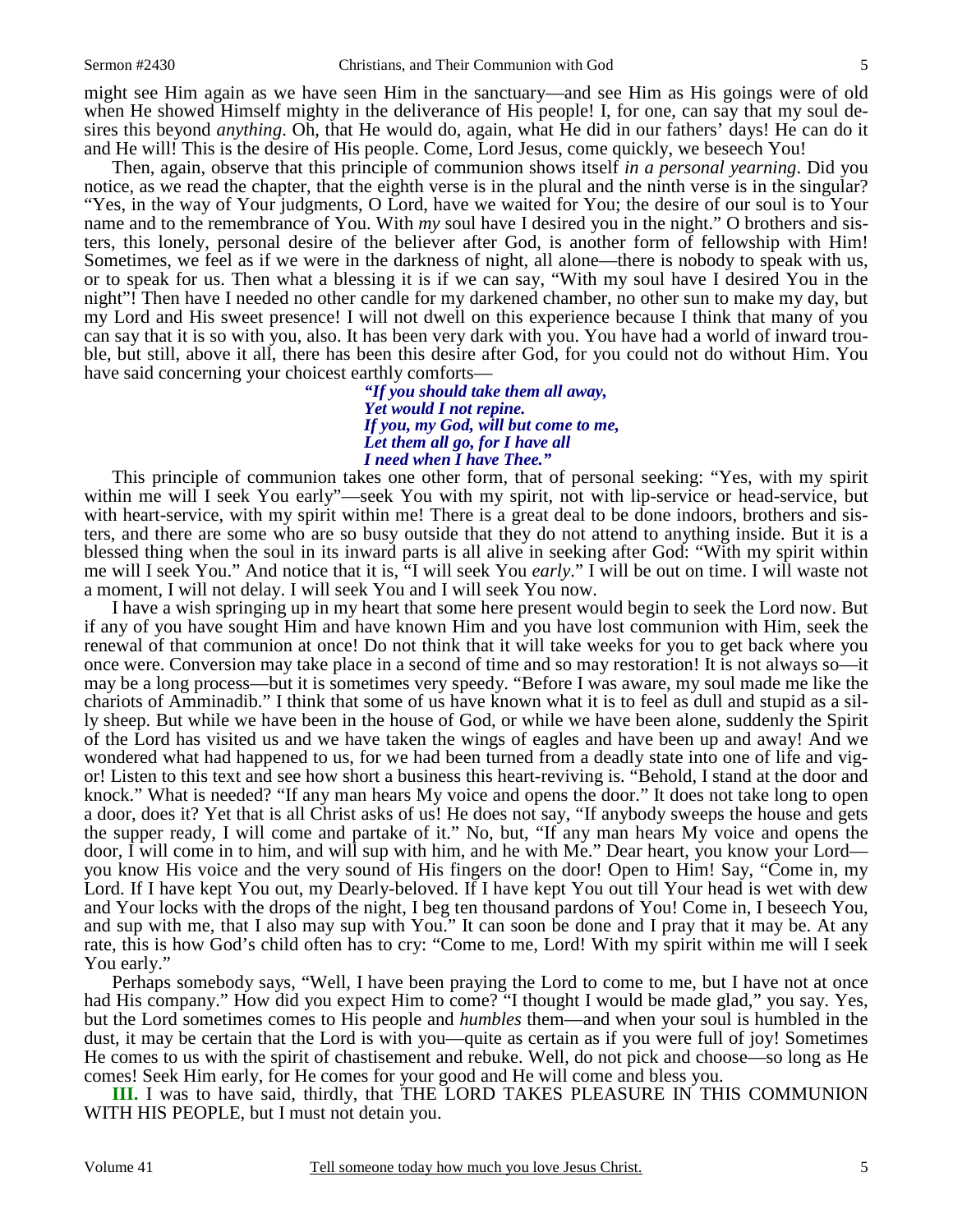might see Him again as we have seen Him in the sanctuary—and see Him as His goings were of old when He showed Himself mighty in the deliverance of His people! I, for one, can say that my soul desires this beyond *anything*. Oh, that He would do, again, what He did in our fathers' days! He can do it and He will! This is the desire of His people. Come, Lord Jesus, come quickly, we beseech You!

Then, again, observe that this principle of communion shows itself *in a personal yearning*. Did you notice, as we read the chapter, that the eighth verse is in the plural and the ninth verse is in the singular? "Yes, in the way of Your judgments, O Lord, have we waited for You; the desire of our soul is to Your name and to the remembrance of You. With *my* soul have I desired you in the night." O brothers and sisters, this lonely, personal desire of the believer after God, is another form of fellowship with Him! Sometimes, we feel as if we were in the darkness of night, all alone—there is nobody to speak with us, or to speak for us. Then what a blessing it is if we can say, "With my soul have I desired You in the night"! Then have I needed no other candle for my darkened chamber, no other sun to make my day, but my Lord and His sweet presence! I will not dwell on this experience because I think that many of you can say that it is so with you, also. It has been very dark with you. You have had a world of inward trouble, but still, above it all, there has been this desire after God, for you could not do without Him. You have said concerning your choicest earthly comforts—

> *"If you should take them all away,*
> *Yet would I not repine.*
> *If you, my God, will but come to me,*
> *Let them all go, for I have all*
> *I need when I have Thee."*

This principle of communion takes one other form, that of personal seeking: "Yes, with my spirit within me will I seek You early"—seek You with my spirit, not with lip-service or head-service, but with heart-service, with my spirit within me! There is a great deal to be done indoors, brothers and sisters, and there are some who are so busy outside that they do not attend to anything inside. But it is a blessed thing when the soul in its inward parts is all alive in seeking after God: "With my spirit within me will I seek You." And notice that it is, "I will seek You *early*." I will be out on time. I will waste not a moment, I will not delay. I will seek You and I will seek You now.

I have a wish springing up in my heart that some here present would begin to seek the Lord now. But if any of you have sought Him and have known Him and you have lost communion with Him, seek the renewal of that communion at once! Do not think that it will take weeks for you to get back where you once were. Conversion may take place in a second of time and so may restoration! It is not always so—it may be a long process—but it is sometimes very speedy. "Before I was aware, my soul made me like the chariots of Amminadib." I think that some of us have known what it is to feel as dull and stupid as a silly sheep. But while we have been in the house of God, or while we have been alone, suddenly the Spirit of the Lord has visited us and we have taken the wings of eagles and have been up and away! And we wondered what had happened to us, for we had been turned from a deadly state into one of life and vigor! Listen to this text and see how short a business this heart-reviving is. "Behold, I stand at the door and knock." What is needed? "If any man hears My voice and opens the door." It does not take long to open a door, does it? Yet that is all Christ asks of us! He does not say, "If anybody sweeps the house and gets the supper ready, I will come and partake of it." No, but, "If any man hears My voice and opens the door, I will come in to him, and will sup with him, and he with Me." Dear heart, you know your Lord—you know His voice and the very sound of His fingers on the door! Open to Him! Say, "Come in, my Lord. If I have kept You out, my Dearly-beloved. If I have kept You out till Your head is wet with dew and Your locks with the drops of the night, I beg ten thousand pardons of You! Come in, I beseech You, and sup with me, that I also may sup with You." It can soon be done and I pray that it may be. At any rate, this is how God's child often has to cry: "Come to me, Lord! With my spirit within me will I seek You early."

Perhaps somebody says, "Well, I have been praying the Lord to come to me, but I have not at once had His company." How did you expect Him to come? "I thought I would be made glad," you say. Yes, but the Lord sometimes comes to His people and *humbles* them—and when your soul is humbled in the dust, it may be certain that the Lord is with you—quite as certain as if you were full of joy! Sometimes He comes to us with the spirit of chastisement and rebuke. Well, do not pick and choose—so long as He comes! Seek Him early, for He comes for your good and He will come and bless you.

**III.** I was to have said, thirdly, that THE LORD TAKES PLEASURE IN THIS COMMUNION WITH HIS PEOPLE, but I must not detain you.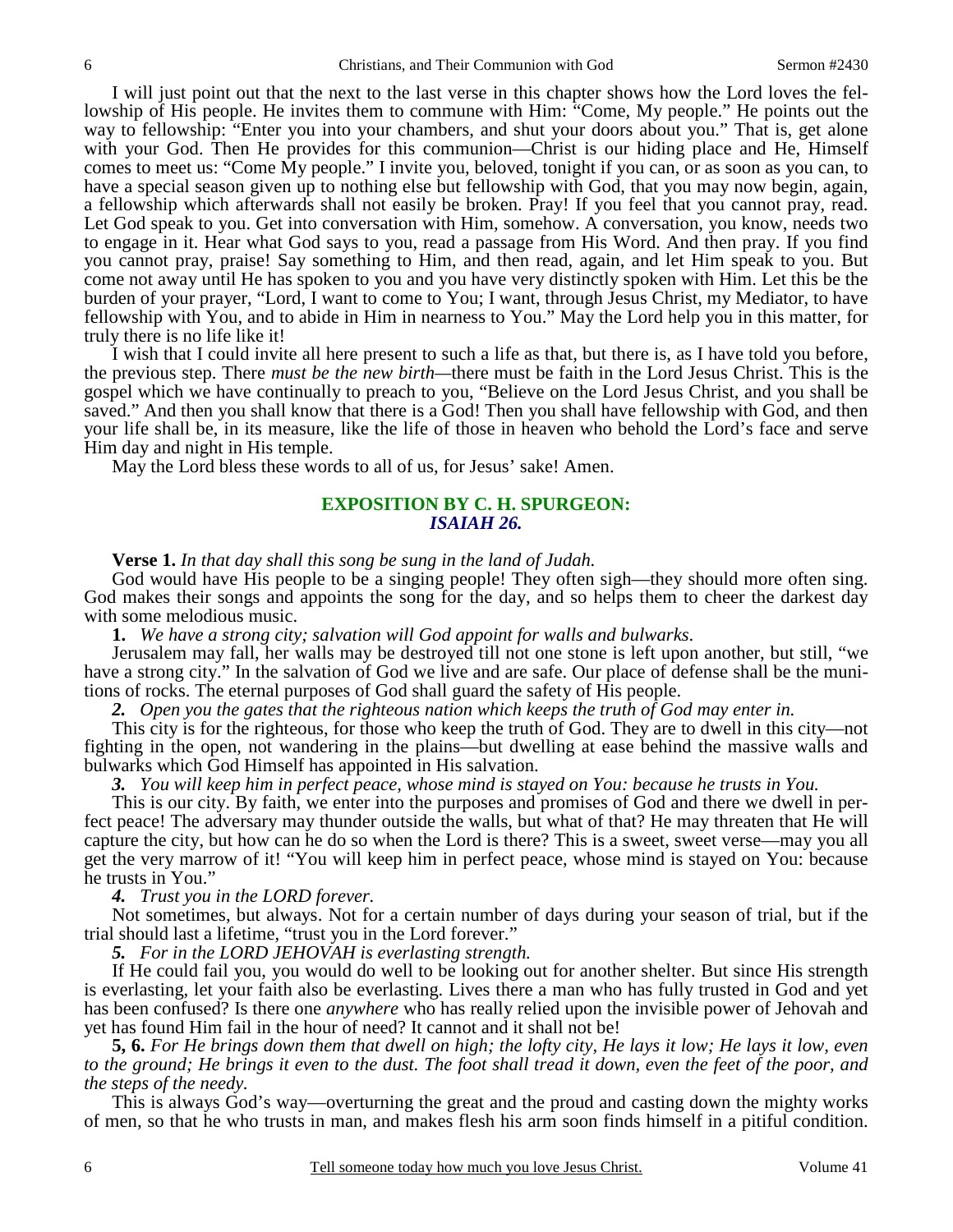I will just point out that the next to the last verse in this chapter shows how the Lord loves the fellowship of His people. He invites them to commune with Him: "Come, My people." He points out the way to fellowship: "Enter you into your chambers, and shut your doors about you." That is, get alone with your God. Then He provides for this communion—Christ is our hiding place and He, Himself comes to meet us: "Come My people." I invite you, beloved, tonight if you can, or as soon as you can, to have a special season given up to nothing else but fellowship with God, that you may now begin, again, a fellowship which afterwards shall not easily be broken. Pray! If you feel that you cannot pray, read. Let God speak to you. Get into conversation with Him, somehow. A conversation, you know, needs two to engage in it. Hear what God says to you, read a passage from His Word. And then pray. If you find you cannot pray, praise! Say something to Him, and then read, again, and let Him speak to you. But come not away until He has spoken to you and you have very distinctly spoken with Him. Let this be the burden of your prayer, "Lord, I want to come to You; I want, through Jesus Christ, my Mediator, to have fellowship with You, and to abide in Him in nearness to You." May the Lord help you in this matter, for truly there is no life like it!

I wish that I could invite all here present to such a life as that, but there is, as I have told you before, the previous step. There *must be the new birth*—there must be faith in the Lord Jesus Christ. This is the gospel which we have continually to preach to you, "Believe on the Lord Jesus Christ, and you shall be saved." And then you shall know that there is a God! Then you shall have fellowship with God, and then your life shall be, in its measure, like the life of those in heaven who behold the Lord's face and serve Him day and night in His temple.

May the Lord bless these words to all of us, for Jesus' sake! Amen.

## EXPOSITION BY C. H. SPURGEON:
## *ISAIAH 26.*

**Verse 1.** *In that day shall this song be sung in the land of Judah.*

God would have His people to be a singing people! They often sigh—they should more often sing. God makes their songs and appoints the song for the day, and so helps them to cheer the darkest day with some melodious music.

**1.** *We have a strong city; salvation will God appoint for walls and bulwarks.*

Jerusalem may fall, her walls may be destroyed till not one stone is left upon another, but still, "we have a strong city." In the salvation of God we live and are safe. Our place of defense shall be the munitions of rocks. The eternal purposes of God shall guard the safety of His people.

***2.*** *Open you the gates that the righteous nation which keeps the truth of God may enter in.*

This city is for the righteous, for those who keep the truth of God. They are to dwell in this city—not fighting in the open, not wandering in the plains—but dwelling at ease behind the massive walls and bulwarks which God Himself has appointed in His salvation.

***3.*** *You will keep him in perfect peace, whose mind is stayed on You: because he trusts in You.*

This is our city. By faith, we enter into the purposes and promises of God and there we dwell in perfect peace! The adversary may thunder outside the walls, but what of that? He may threaten that He will capture the city, but how can he do so when the Lord is there? This is a sweet, sweet verse—may you all get the very marrow of it! "You will keep him in perfect peace, whose mind is stayed on You: because he trusts in You."

***4.*** *Trust you in the LORD forever.*

Not sometimes, but always. Not for a certain number of days during your season of trial, but if the trial should last a lifetime, "trust you in the Lord forever."

***5.*** *For in the LORD JEHOVAH is everlasting strength.*

If He could fail you, you would do well to be looking out for another shelter. But since His strength is everlasting, let your faith also be everlasting. Lives there a man who has fully trusted in God and yet has been confused? Is there one *anywhere* who has really relied upon the invisible power of Jehovah and yet has found Him fail in the hour of need? It cannot and it shall not be!

**5, 6.** *For He brings down them that dwell on high; the lofty city, He lays it low; He lays it low, even to the ground; He brings it even to the dust. The foot shall tread it down, even the feet of the poor, and the steps of the needy.*

This is always God's way—overturning the great and the proud and casting down the mighty works of men, so that he who trusts in man, and makes flesh his arm soon finds himself in a pitiful condition.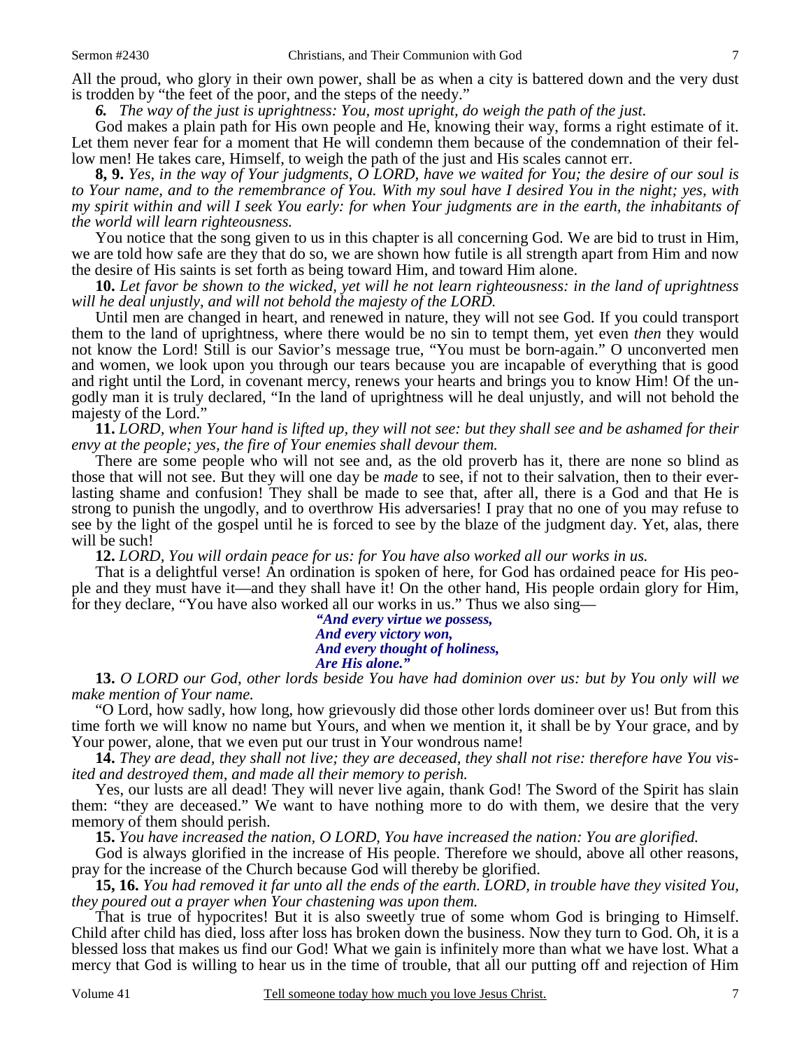All the proud, who glory in their own power, shall be as when a city is battered down and the very dust is trodden by "the feet of the poor, and the steps of the needy."

***6.*** *The way of the just is uprightness: You, most upright, do weigh the path of the just.*

God makes a plain path for His own people and He, knowing their way, forms a right estimate of it. Let them never fear for a moment that He will condemn them because of the condemnation of their fellow men! He takes care, Himself, to weigh the path of the just and His scales cannot err.

**8, 9.** *Yes, in the way of Your judgments, O LORD, have we waited for You; the desire of our soul is to Your name, and to the remembrance of You. With my soul have I desired You in the night; yes, with my spirit within and will I seek You early: for when Your judgments are in the earth, the inhabitants of the world will learn righteousness.*

You notice that the song given to us in this chapter is all concerning God. We are bid to trust in Him, we are told how safe are they that do so, we are shown how futile is all strength apart from Him and now the desire of His saints is set forth as being toward Him, and toward Him alone.

**10.** *Let favor be shown to the wicked, yet will he not learn righteousness: in the land of uprightness will he deal unjustly, and will not behold the majesty of the LORD.*

Until men are changed in heart, and renewed in nature, they will not see God. If you could transport them to the land of uprightness, where there would be no sin to tempt them, yet even *then* they would not know the Lord! Still is our Savior's message true, "You must be born-again." O unconverted men and women, we look upon you through our tears because you are incapable of everything that is good and right until the Lord, in covenant mercy, renews your hearts and brings you to know Him! Of the ungodly man it is truly declared, "In the land of uprightness will he deal unjustly, and will not behold the majesty of the Lord."

**11.** *LORD, when Your hand is lifted up, they will not see: but they shall see and be ashamed for their envy at the people; yes, the fire of Your enemies shall devour them.*

There are some people who will not see and, as the old proverb has it, there are none so blind as those that will not see. But they will one day be *made* to see, if not to their salvation, then to their everlasting shame and confusion! They shall be made to see that, after all, there is a God and that He is strong to punish the ungodly, and to overthrow His adversaries! I pray that no one of you may refuse to see by the light of the gospel until he is forced to see by the blaze of the judgment day. Yet, alas, there will be such!

**12.** *LORD, You will ordain peace for us: for You have also worked all our works in us.*

That is a delightful verse! An ordination is spoken of here, for God has ordained peace for His people and they must have it—and they shall have it! On the other hand, His people ordain glory for Him, for they declare, "You have also worked all our works in us." Thus we also sing—

> ***"And every virtue we possess,***
> ***And every victory won,***
> ***And every thought of holiness,***
> ***Are His alone."***

**13.** *O LORD our God, other lords beside You have had dominion over us: but by You only will we make mention of Your name.*

"O Lord, how sadly, how long, how grievously did those other lords domineer over us! But from this time forth we will know no name but Yours, and when we mention it, it shall be by Your grace, and by Your power, alone, that we even put our trust in Your wondrous name!

**14.** *They are dead, they shall not live; they are deceased, they shall not rise: therefore have You visited and destroyed them, and made all their memory to perish.*

Yes, our lusts are all dead! They will never live again, thank God! The Sword of the Spirit has slain them: "they are deceased." We want to have nothing more to do with them, we desire that the very memory of them should perish.

**15.** *You have increased the nation, O LORD, You have increased the nation: You are glorified.*

God is always glorified in the increase of His people. Therefore we should, above all other reasons, pray for the increase of the Church because God will thereby be glorified.

**15, 16.** *You had removed it far unto all the ends of the earth. LORD, in trouble have they visited You, they poured out a prayer when Your chastening was upon them.*

That is true of hypocrites! But it is also sweetly true of some whom God is bringing to Himself. Child after child has died, loss after loss has broken down the business. Now they turn to God. Oh, it is a blessed loss that makes us find our God! What we gain is infinitely more than what we have lost. What a mercy that God is willing to hear us in the time of trouble, that all our putting off and rejection of Him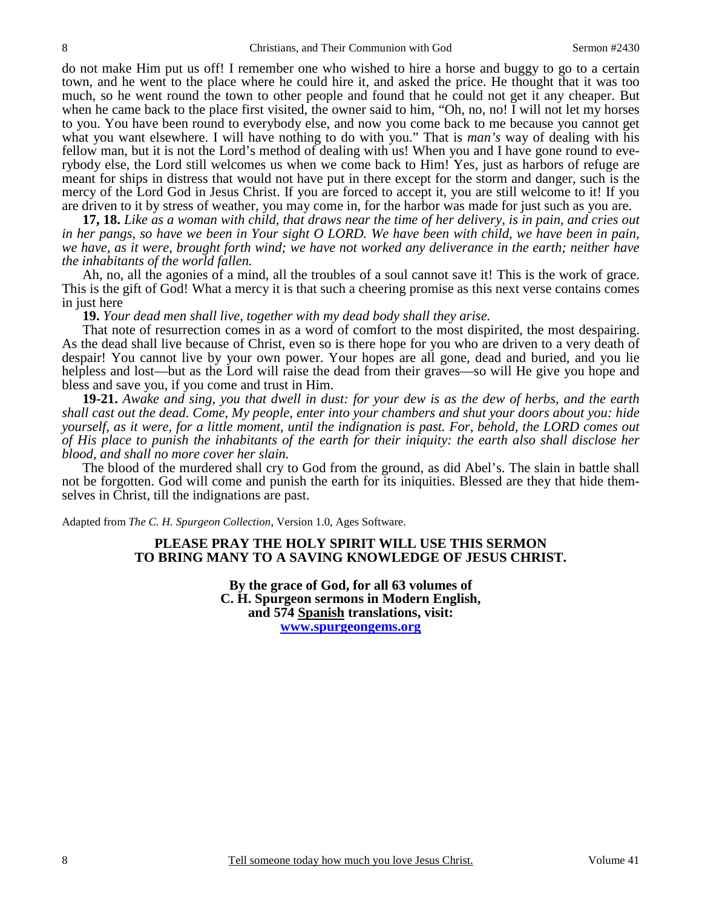do not make Him put us off! I remember one who wished to hire a horse and buggy to go to a certain town, and he went to the place where he could hire it, and asked the price. He thought that it was too much, so he went round the town to other people and found that he could not get it any cheaper. But when he came back to the place first visited, the owner said to him, "Oh, no, no! I will not let my horses to you. You have been round to everybody else, and now you come back to me because you cannot get what you want elsewhere. I will have nothing to do with you." That is *man's* way of dealing with his fellow man, but it is not the Lord's method of dealing with us! When you and I have gone round to everybody else, the Lord still welcomes us when we come back to Him! Yes, just as harbors of refuge are meant for ships in distress that would not have put in there except for the storm and danger, such is the mercy of the Lord God in Jesus Christ. If you are forced to accept it, you are still welcome to it! If you are driven to it by stress of weather, you may come in, for the harbor was made for just such as you are.

**17, 18.** *Like as a woman with child, that draws near the time of her delivery, is in pain, and cries out in her pangs, so have we been in Your sight O LORD. We have been with child, we have been in pain, we have, as it were, brought forth wind; we have not worked any deliverance in the earth; neither have the inhabitants of the world fallen.*

Ah, no, all the agonies of a mind, all the troubles of a soul cannot save it! This is the work of grace. This is the gift of God! What a mercy it is that such a cheering promise as this next verse contains comes in just here

**19.** *Your dead men shall live, together with my dead body shall they arise.*

That note of resurrection comes in as a word of comfort to the most dispirited, the most despairing. As the dead shall live because of Christ, even so is there hope for you who are driven to a very death of despair! You cannot live by your own power. Your hopes are all gone, dead and buried, and you lie helpless and lost—but as the Lord will raise the dead from their graves—so will He give you hope and bless and save you, if you come and trust in Him.

**19-21.** *Awake and sing, you that dwell in dust: for your dew is as the dew of herbs, and the earth shall cast out the dead. Come, My people, enter into your chambers and shut your doors about you: hide yourself, as it were, for a little moment, until the indignation is past. For, behold, the LORD comes out of His place to punish the inhabitants of the earth for their iniquity: the earth also shall disclose her blood, and shall no more cover her slain.*

The blood of the murdered shall cry to God from the ground, as did Abel's. The slain in battle shall not be forgotten. God will come and punish the earth for its iniquities. Blessed are they that hide themselves in Christ, till the indignations are past.

Adapted from *The C. H. Spurgeon Collection*, Version 1.0, Ages Software.

**PLEASE PRAY THE HOLY SPIRIT WILL USE THIS SERMON TO BRING MANY TO A SAVING KNOWLEDGE OF JESUS CHRIST.**

**By the grace of God, for all 63 volumes of C. H. Spurgeon sermons in Modern English, and 574 Spanish translations, visit: www.spurgeongems.org**